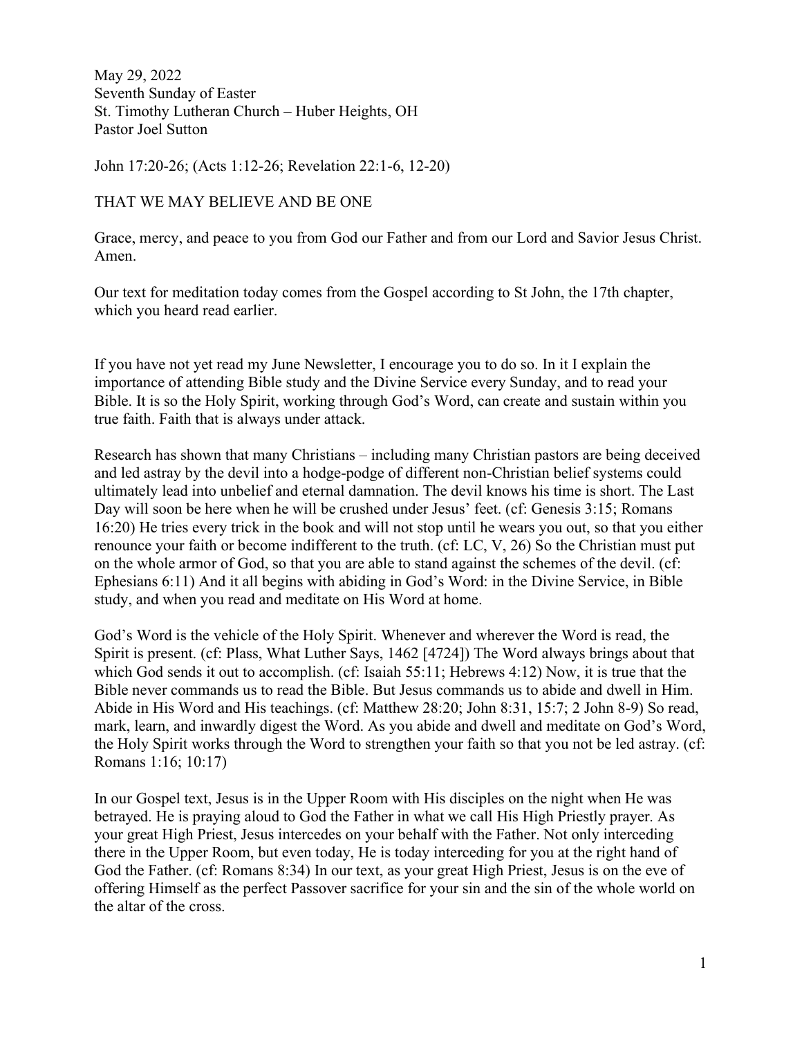May 29, 2022
Seventh Sunday of Easter
St. Timothy Lutheran Church – Huber Heights, OH
Pastor Joel Sutton

John 17:20-26; (Acts 1:12-26; Revelation 22:1-6, 12-20)

THAT WE MAY BELIEVE AND BE ONE

Grace, mercy, and peace to you from God our Father and from our Lord and Savior Jesus Christ. Amen.

Our text for meditation today comes from the Gospel according to St John, the 17th chapter, which you heard read earlier.

If you have not yet read my June Newsletter, I encourage you to do so. In it I explain the importance of attending Bible study and the Divine Service every Sunday, and to read your Bible. It is so the Holy Spirit, working through God's Word, can create and sustain within you true faith. Faith that is always under attack.

Research has shown that many Christians – including many Christian pastors are being deceived and led astray by the devil into a hodge-podge of different non-Christian belief systems could ultimately lead into unbelief and eternal damnation. The devil knows his time is short. The Last Day will soon be here when he will be crushed under Jesus' feet. (cf: Genesis 3:15; Romans 16:20) He tries every trick in the book and will not stop until he wears you out, so that you either renounce your faith or become indifferent to the truth. (cf: LC, V, 26) So the Christian must put on the whole armor of God, so that you are able to stand against the schemes of the devil. (cf: Ephesians 6:11) And it all begins with abiding in God's Word: in the Divine Service, in Bible study, and when you read and meditate on His Word at home.

God's Word is the vehicle of the Holy Spirit. Whenever and wherever the Word is read, the Spirit is present. (cf: Plass, What Luther Says, 1462 [4724]) The Word always brings about that which God sends it out to accomplish. (cf: Isaiah 55:11; Hebrews 4:12) Now, it is true that the Bible never commands us to read the Bible. But Jesus commands us to abide and dwell in Him. Abide in His Word and His teachings. (cf: Matthew 28:20; John 8:31, 15:7; 2 John 8-9) So read, mark, learn, and inwardly digest the Word. As you abide and dwell and meditate on God's Word, the Holy Spirit works through the Word to strengthen your faith so that you not be led astray. (cf: Romans 1:16; 10:17)

In our Gospel text, Jesus is in the Upper Room with His disciples on the night when He was betrayed. He is praying aloud to God the Father in what we call His High Priestly prayer. As your great High Priest, Jesus intercedes on your behalf with the Father. Not only interceding there in the Upper Room, but even today, He is today interceding for you at the right hand of God the Father. (cf: Romans 8:34) In our text, as your great High Priest, Jesus is on the eve of offering Himself as the perfect Passover sacrifice for your sin and the sin of the whole world on the altar of the cross.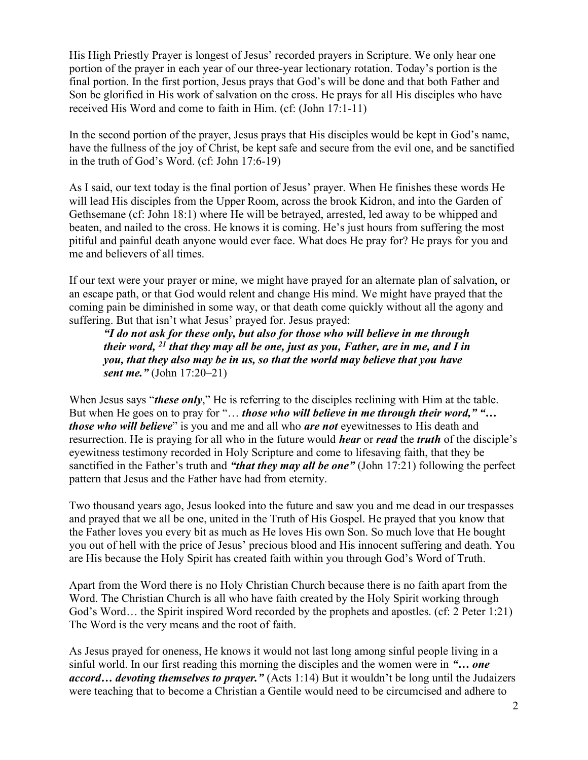His High Priestly Prayer is longest of Jesus' recorded prayers in Scripture. We only hear one portion of the prayer in each year of our three-year lectionary rotation. Today's portion is the final portion. In the first portion, Jesus prays that God's will be done and that both Father and Son be glorified in His work of salvation on the cross. He prays for all His disciples who have received His Word and come to faith in Him. (cf: (John 17:1-11)

In the second portion of the prayer, Jesus prays that His disciples would be kept in God's name, have the fullness of the joy of Christ, be kept safe and secure from the evil one, and be sanctified in the truth of God's Word. (cf: John 17:6-19)

As I said, our text today is the final portion of Jesus' prayer. When He finishes these words He will lead His disciples from the Upper Room, across the brook Kidron, and into the Garden of Gethsemane (cf: John 18:1) where He will be betrayed, arrested, led away to be whipped and beaten, and nailed to the cross. He knows it is coming. He's just hours from suffering the most pitiful and painful death anyone would ever face. What does He pray for? He prays for you and me and believers of all times.

If our text were your prayer or mine, we might have prayed for an alternate plan of salvation, or an escape path, or that God would relent and change His mind. We might have prayed that the coming pain be diminished in some way, or that death come quickly without all the agony and suffering. But that isn't what Jesus' prayed for. Jesus prayed:

> ***"I do not ask for these only, but also for those who will believe in me through their word, [21] that they may all be one, just as you, Father, are in me, and I in you, that they also may be in us, so that the world may believe that you have sent me."*** (John 17:20–21)

When Jesus says "***these only***," He is referring to the disciples reclining with Him at the table. But when He goes on to pray for "… ***those who will believe in me through their word," "… those who will believe***" is you and me and all who ***are not*** eyewitnesses to His death and resurrection. He is praying for all who in the future would ***hear*** or ***read*** the ***truth*** of the disciple's eyewitness testimony recorded in Holy Scripture and come to lifesaving faith, that they be sanctified in the Father's truth and ***"that they may all be one"*** (John 17:21) following the perfect pattern that Jesus and the Father have had from eternity.

Two thousand years ago, Jesus looked into the future and saw you and me dead in our trespasses and prayed that we all be one, united in the Truth of His Gospel. He prayed that you know that the Father loves you every bit as much as He loves His own Son. So much love that He bought you out of hell with the price of Jesus' precious blood and His innocent suffering and death. You are His because the Holy Spirit has created faith within you through God's Word of Truth.

Apart from the Word there is no Holy Christian Church because there is no faith apart from the Word. The Christian Church is all who have faith created by the Holy Spirit working through God's Word… the Spirit inspired Word recorded by the prophets and apostles. (cf: 2 Peter 1:21) The Word is the very means and the root of faith.

As Jesus prayed for oneness, He knows it would not last long among sinful people living in a sinful world. In our first reading this morning the disciples and the women were in ***"… one accord… devoting themselves to prayer."*** (Acts 1:14) But it wouldn't be long until the Judaizers were teaching that to become a Christian a Gentile would need to be circumcised and adhere to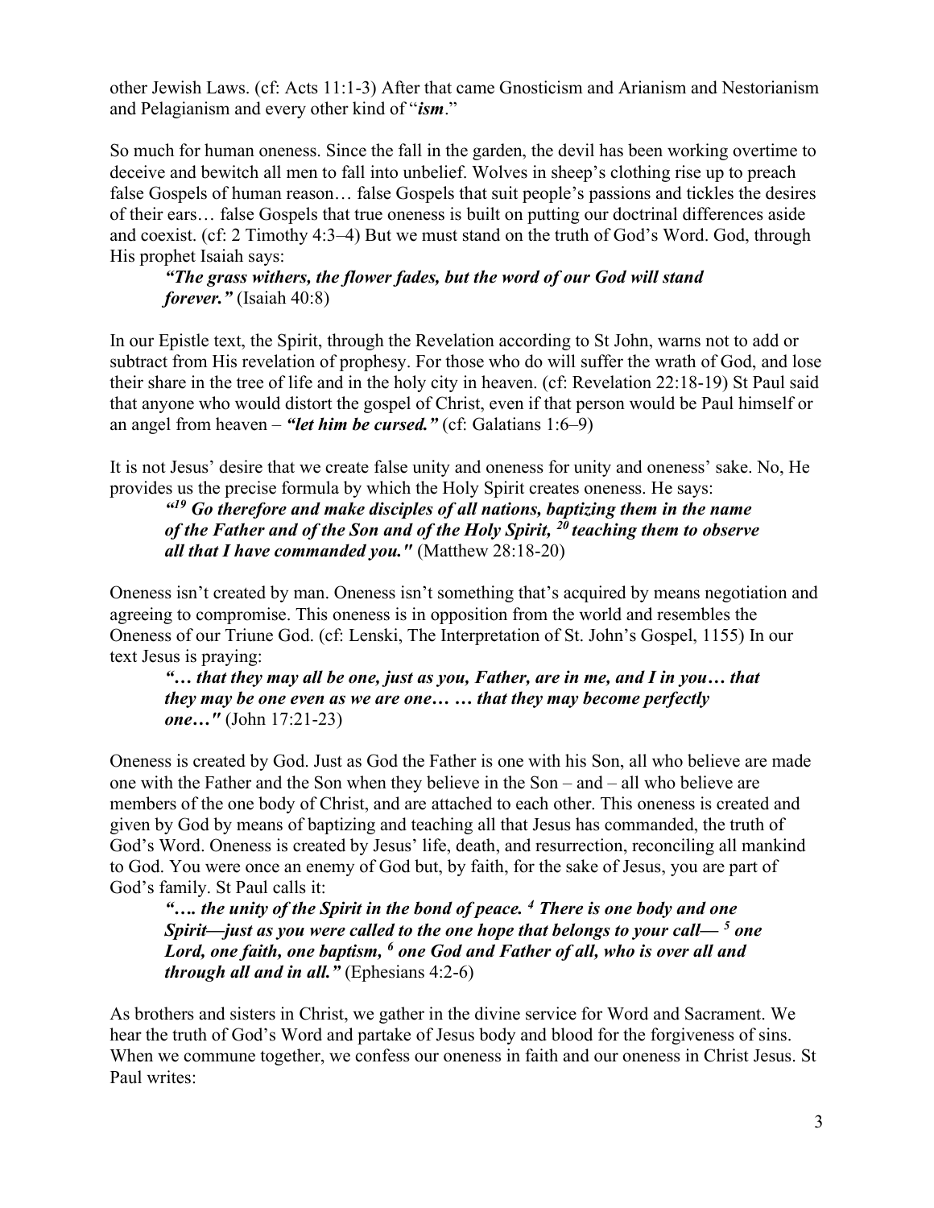other Jewish Laws. (cf: Acts 11:1-3) After that came Gnosticism and Arianism and Nestorianism and Pelagianism and every other kind of "*ism*."

So much for human oneness. Since the fall in the garden, the devil has been working overtime to deceive and bewitch all men to fall into unbelief. Wolves in sheep's clothing rise up to preach false Gospels of human reason… false Gospels that suit people's passions and tickles the desires of their ears… false Gospels that true oneness is built on putting our doctrinal differences aside and coexist. (cf: 2 Timothy 4:3–4) But we must stand on the truth of God's Word. God, through His prophet Isaiah says:

> ***"The grass withers, the flower fades, but the word of our God will stand forever."*** (Isaiah 40:8)

In our Epistle text, the Spirit, through the Revelation according to St John, warns not to add or subtract from His revelation of prophesy. For those who do will suffer the wrath of God, and lose their share in the tree of life and in the holy city in heaven. (cf: Revelation 22:18-19) St Paul said that anyone who would distort the gospel of Christ, even if that person would be Paul himself or an angel from heaven – ***"let him be cursed."*** (cf: Galatians 1:6–9)

It is not Jesus' desire that we create false unity and oneness for unity and oneness' sake. No, He provides us the precise formula by which the Holy Spirit creates oneness. He says:

> ***"[19] Go therefore and make disciples of all nations, baptizing them in the name of the Father and of the Son and of the Holy Spirit, [20] teaching them to observe all that I have commanded you."*** (Matthew 28:18-20)

Oneness isn't created by man. Oneness isn't something that's acquired by means negotiation and agreeing to compromise. This oneness is in opposition from the world and resembles the Oneness of our Triune God. (cf: Lenski, The Interpretation of St. John's Gospel, 1155) In our text Jesus is praying:

> ***"… that they may all be one, just as you, Father, are in me, and I in you… that they may be one even as we are one… … that they may become perfectly one…"*** (John 17:21-23)

Oneness is created by God. Just as God the Father is one with his Son, all who believe are made one with the Father and the Son when they believe in the Son – and – all who believe are members of the one body of Christ, and are attached to each other. This oneness is created and given by God by means of baptizing and teaching all that Jesus has commanded, the truth of God's Word. Oneness is created by Jesus' life, death, and resurrection, reconciling all mankind to God. You were once an enemy of God but, by faith, for the sake of Jesus, you are part of God's family. St Paul calls it:

> ***"…. the unity of the Spirit in the bond of peace. [4] There is one body and one Spirit—just as you were called to the one hope that belongs to your call— [5] one Lord, one faith, one baptism, [6] one God and Father of all, who is over all and through all and in all."*** (Ephesians 4:2-6)

As brothers and sisters in Christ, we gather in the divine service for Word and Sacrament. We hear the truth of God's Word and partake of Jesus body and blood for the forgiveness of sins. When we commune together, we confess our oneness in faith and our oneness in Christ Jesus. St Paul writes: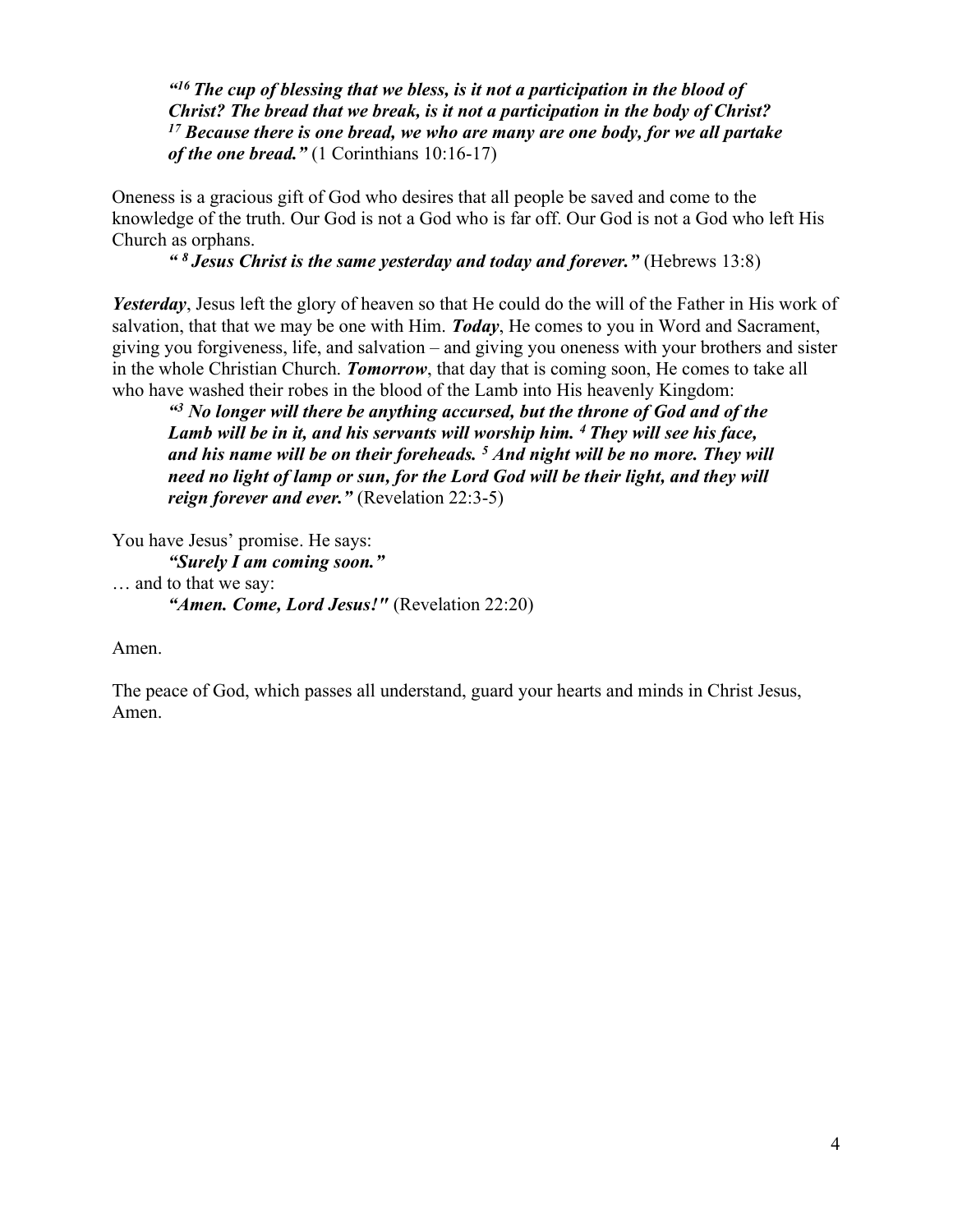> ***"[16] The cup of blessing that we bless, is it not a participation in the blood of Christ? The bread that we break, is it not a participation in the body of Christ? [17] Because there is one bread, we who are many are one body, for we all partake of the one bread."*** (1 Corinthians 10:16-17)

Oneness is a gracious gift of God who desires that all people be saved and come to the knowledge of the truth. Our God is not a God who is far off. Our God is not a God who left His Church as orphans.

> ***" [8] Jesus Christ is the same yesterday and today and forever."*** (Hebrews 13:8)

***Yesterday***, Jesus left the glory of heaven so that He could do the will of the Father in His work of salvation, that that we may be one with Him. ***Today***, He comes to you in Word and Sacrament, giving you forgiveness, life, and salvation – and giving you oneness with your brothers and sister in the whole Christian Church. ***Tomorrow***, that day that is coming soon, He comes to take all who have washed their robes in the blood of the Lamb into His heavenly Kingdom:

> ***"[3] No longer will there be anything accursed, but the throne of God and of the Lamb will be in it, and his servants will worship him. [4] They will see his face, and his name will be on their foreheads. [5] And night will be no more. They will need no light of lamp or sun, for the Lord God will be their light, and they will reign forever and ever."*** (Revelation 22:3-5)

You have Jesus' promise. He says:

> ***"Surely I am coming soon."***

… and to that we say:

> ***"Amen. Come, Lord Jesus!"*** (Revelation 22:20)

Amen.

The peace of God, which passes all understand, guard your hearts and minds in Christ Jesus, Amen.